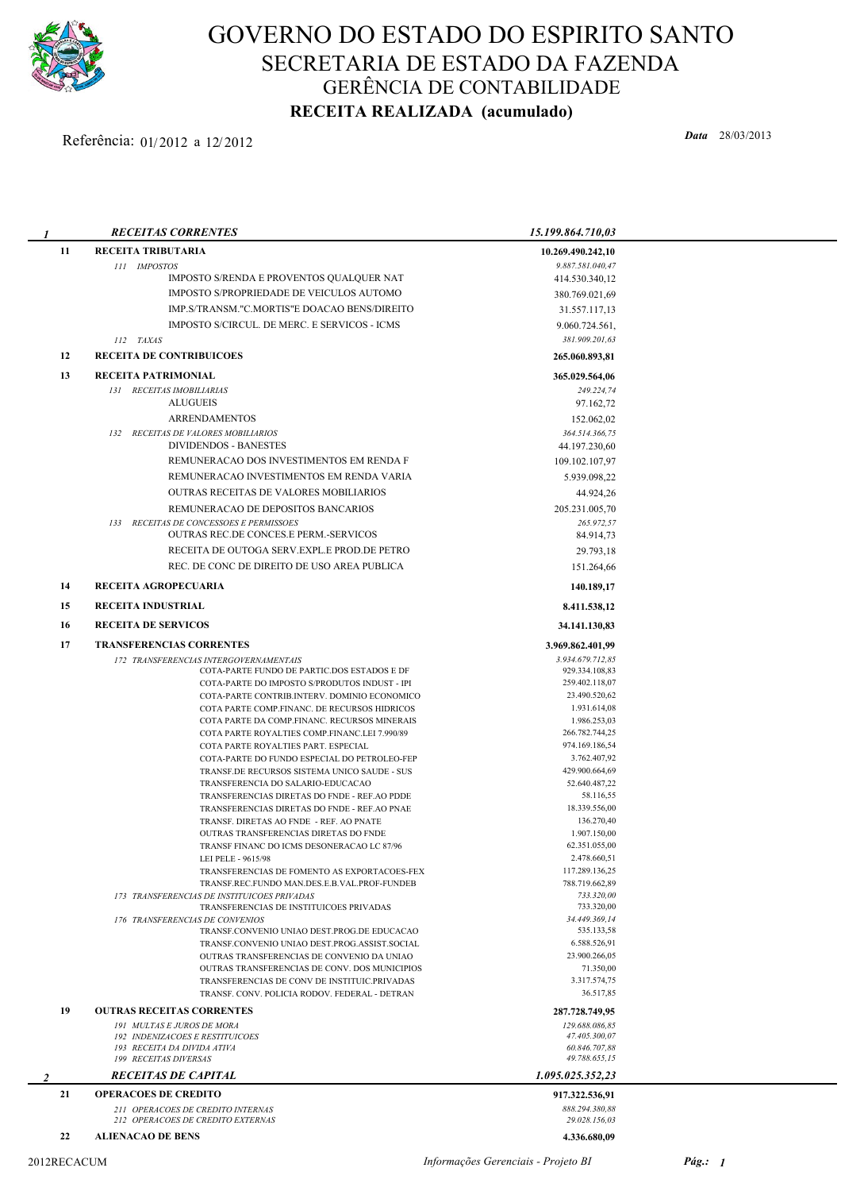# GOVERNO DO ESTADO DO ESPIRITO SANTO
## SECRETARIA DE ESTADO DA FAZENDA
### GERÊNCIA DE CONTABILIDADE
**RECEITA REALIZADA (acumulado)**

Referência: 01/2012 a 12/2012

***Data*** 28/03/2013

| | | | |
|---|---|---|---|
| ***1*** | | ***RECEITAS CORRENTES*** | ***15.199.864.710,03*** |
| | **11** | **RECEITA TRIBUTARIA** | **10.269.490.242,10** |
| | | *111 IMPOSTOS* | *9.887.581.040,47* |
| | | IMPOSTO S/RENDA E PROVENTOS QUALQUER NAT | 414.530.340,12 |
| | | IMPOSTO S/PROPRIEDADE DE VEICULOS AUTOMO | 380.769.021,69 |
| | | IMP.S/TRANSM."C.MORTIS"E DOACAO BENS/DIREITO | 31.557.117,13 |
| | | IMPOSTO S/CIRCUL. DE MERC. E SERVICOS - ICMS | 9.060.724.561, |
| | | *112 TAXAS* | *381.909.201,63* |
| | **12** | **RECEITA DE CONTRIBUICOES** | **265.060.893,81** |
| | **13** | **RECEITA PATRIMONIAL** | **365.029.564,06** |
| | | *131 RECEITAS IMOBILIARIAS* | *249.224,74* |
| | | ALUGUEIS | 97.162,72 |
| | | ARRENDAMENTOS | 152.062,02 |
| | | *132 RECEITAS DE VALORES MOBILIARIOS* | *364.514.366,75* |
| | | DIVIDENDOS - BANESTES | 44.197.230,60 |
| | | REMUNERACAO DOS INVESTIMENTOS EM RENDA F | 109.102.107,97 |
| | | REMUNERACAO INVESTIMENTOS EM RENDA VARIA | 5.939.098,22 |
| | | OUTRAS RECEITAS DE VALORES MOBILIARIOS | 44.924,26 |
| | | REMUNERACAO DE DEPOSITOS BANCARIOS | 205.231.005,70 |
| | | *133 RECEITAS DE CONCESSOES E PERMISSOES* | *265.972,57* |
| | | OUTRAS REC.DE CONCES.E PERM.-SERVICOS | 84.914,73 |
| | | RECEITA DE OUTOGA SERV.EXPL.E PROD.DE PETRO | 29.793,18 |
| | | REC. DE CONC DE DIREITO DE USO AREA PUBLICA | 151.264,66 |
| | **14** | **RECEITA AGROPECUARIA** | **140.189,17** |
| | **15** | **RECEITA INDUSTRIAL** | **8.411.538,12** |
| | **16** | **RECEITA DE SERVICOS** | **34.141.130,83** |
| | **17** | **TRANSFERENCIAS CORRENTES** | **3.969.862.401,99** |
| | | *172 TRANSFERENCIAS INTERGOVERNAMENTAIS* | *3.934.679.712,85* |
| | | COTA-PARTE FUNDO DE PARTIC.DOS ESTADOS E DF | 929.334.108,83 |
| | | COTA-PARTE DO IMPOSTO S/PRODUTOS INDUST - IPI | 259.402.118,07 |
| | | COTA-PARTE CONTRIB.INTERV. DOMINIO ECONOMICO | 23.490.520,62 |
| | | COTA PARTE COMP.FINANC. DE RECURSOS HIDRICOS | 1.931.614,08 |
| | | COTA PARTE DA COMP.FINANC. RECURSOS MINERAIS | 1.986.253,03 |
| | | COTA PARTE ROYALTIES COMP.FINANC.LEI 7.990/89 | 266.782.744,25 |
| | | COTA PARTE ROYALTIES PART. ESPECIAL | 974.169.186,54 |
| | | COTA-PARTE DO FUNDO ESPECIAL DO PETROLEO-FEP | 3.762.407,92 |
| | | TRANSF.DE RECURSOS SISTEMA UNICO SAUDE - SUS | 429.900.664,69 |
| | | TRANSFERENCIA DO SALARIO-EDUCACAO | 52.640.487,22 |
| | | TRANSFERENCIAS DIRETAS DO FNDE - REF.AO PDDE | 58.116,55 |
| | | TRANSFERENCIAS DIRETAS DO FNDE - REF.AO PNAE | 18.339.556,00 |
| | | TRANSF. DIRETAS AO FNDE - REF. AO PNATE | 136.270,40 |
| | | OUTRAS TRANSFERENCIAS DIRETAS DO FNDE | 1.907.150,00 |
| | | TRANSF FINANC DO ICMS DESONERACAO LC 87/96 | 62.351.055,00 |
| | | LEI PELE - 9615/98 | 2.478.660,51 |
| | | TRANSFERENCIAS DE FOMENTO AS EXPORTACOES-FEX | 117.289.136,25 |
| | | TRANSF.REC.FUNDO MAN.DES.E.B.VAL.PROF-FUNDEB | 788.719.662,89 |
| | | *173 TRANSFERENCIAS DE INSTITUICOES PRIVADAS* | *733.320,00* |
| | | TRANSFERENCIAS DE INSTITUICOES PRIVADAS | 733.320,00 |
| | | *176 TRANSFERENCIAS DE CONVENIOS* | *34.449.369,14* |
| | | TRANSF.CONVENIO UNIAO DEST.PROG.DE EDUCACAO | 535.133,58 |
| | | TRANSF.CONVENIO UNIAO DEST.PROG.ASSIST.SOCIAL | 6.588.526,91 |
| | | OUTRAS TRANSFERENCIAS DE CONVENIO DA UNIAO | 23.900.266,05 |
| | | OUTRAS TRANSFERENCIAS DE CONV. DOS MUNICIPIOS | 71.350,00 |
| | | TRANSFERENCIAS DE CONV DE INSTITUIC.PRIVADAS | 3.317.574,75 |
| | | TRANSF. CONV. POLICIA RODOV. FEDERAL - DETRAN | 36.517,85 |
| | **19** | **OUTRAS RECEITAS CORRENTES** | **287.728.749,95** |
| | | *191 MULTAS E JUROS DE MORA* | *129.688.086,85* |
| | | *192 INDENIZACOES E RESTITUICOES* | *47.405.300,07* |
| | | *193 RECEITA DA DIVIDA ATIVA* | *60.846.707,88* |
| | | *199 RECEITAS DIVERSAS* | *49.788.655,15* |
| ***2*** | | ***RECEITAS DE CAPITAL*** | ***1.095.025.352,23*** |
| | **21** | **OPERACOES DE CREDITO** | **917.322.536,91** |
| | | *211 OPERACOES DE CREDITO INTERNAS* | *888.294.380,88* |
| | | *212 OPERACOES DE CREDITO EXTERNAS* | *29.028.156,03* |
| | **22** | **ALIENACAO DE BENS** | **4.336.680,09** |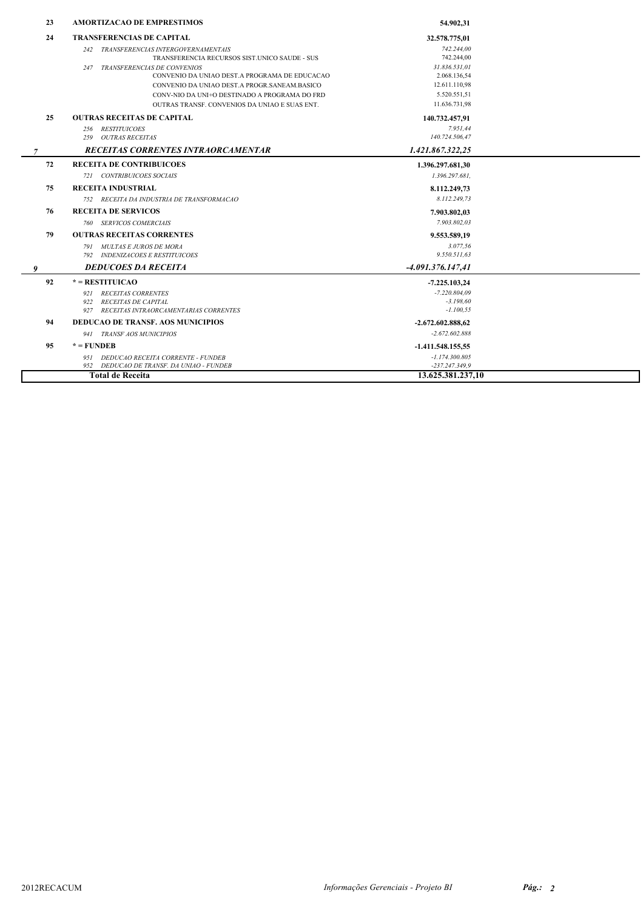| | | | |
|---|---|---|---|
| | 23 | **AMORTIZACAO DE EMPRESTIMOS** | **54.902,31** |
| | 24 | **TRANSFERENCIAS DE CAPITAL** | **32.578.775,01** |
| | | *242 TRANSFERENCIAS INTERGOVERNAMENTAIS* | *742.244,00* |
| | | TRANSFERENCIA RECURSOS SIST.UNICO SAUDE - SUS | 742.244,00 |
| | | *247 TRANSFERENCIAS DE CONVENIOS* | *31.836.531,01* |
| | | CONVENIO DA UNIAO DEST.A PROGRAMA DE EDUCACAO | 2.068.136,54 |
| | | CONVENIO DA UNIAO DEST.A PROGR.SANEAM.BASICO | 12.611.110,98 |
| | | CONV-NIO DA UNI+O DESTINADO A PROGRAMA DO FRD | 5.520.551,51 |
| | | OUTRAS TRANSF. CONVENIOS DA UNIAO E SUAS ENT. | 11.636.731,98 |
| | 25 | **OUTRAS RECEITAS DE CAPITAL** | **140.732.457,91** |
| | | *256 RESTITUICOES* | *7.951,44* |
| | | *259 OUTRAS RECEITAS* | *140.724.506,47* |
| *7* | | ***RECEITAS CORRENTES INTRAORCAMENTAR*** | ***1.421.867.322,25*** |
| | 72 | **RECEITA DE CONTRIBUICOES** | **1.396.297.681,30** |
| | | *721 CONTRIBUICOES SOCIAIS* | *1.396.297.681,* |
| | 75 | **RECEITA INDUSTRIAL** | **8.112.249,73** |
| | | *752 RECEITA DA INDUSTRIA DE TRANSFORMACAO* | *8.112.249,73* |
| | 76 | **RECEITA DE SERVICOS** | **7.903.802,03** |
| | | *760 SERVICOS COMERCIAIS* | *7.903.802,03* |
| | 79 | **OUTRAS RECEITAS CORRENTES** | **9.553.589,19** |
| | | *791 MULTAS E JUROS DE MORA* | *3.077,56* |
| | | *792 INDENIZACOES E RESTITUICOES* | *9.550.511,63* |
| *9* | | ***DEDUCOES DA RECEITA*** | ***-4.091.376.147,41*** |
| | 92 | **\* = RESTITUICAO** | **-7.225.103,24** |
| | | *921 RECEITAS CORRENTES* | *-7.220.804,09* |
| | | *922 RECEITAS DE CAPITAL* | *-3.198,60* |
| | | *927 RECEITAS INTRAORCAMENTARIAS CORRENTES* | *-1.100,55* |
| | 94 | **DEDUCAO DE TRANSF. AOS MUNICIPIOS** | **-2.672.602.888,62** |
| | | *941 TRANSF AOS MUNICIPIOS* | *-2.672.602.888* |
| | 95 | **\* = FUNDEB** | **-1.411.548.155,55** |
| | | *951 DEDUCAO RECEITA CORRENTE - FUNDEB* | *-1.174.300.805* |
| | | *952 DEDUCAO DE TRANSF. DA UNIAO - FUNDEB* | *-237.247.349,9* |
| | | **Total de Receita** | **13.625.381.237,10** |